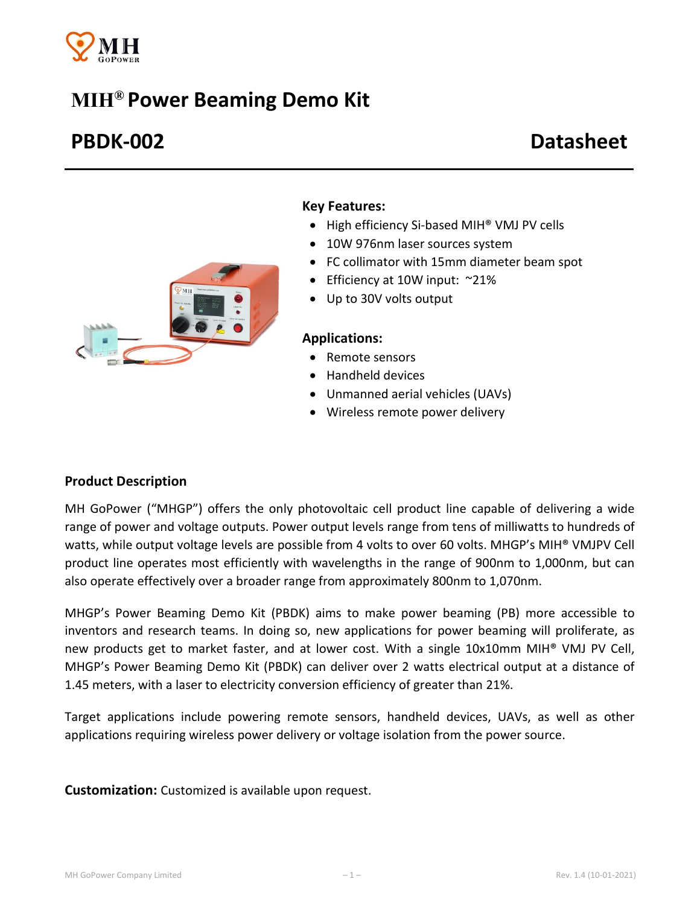# MIH® Power Beaming Demo Kit

## PBDK-002 Datasheet

**Key Features:**

- High efficiency Si-based MIH® VMJ PV cells
- 10W 976nm laser sources system
- FC collimator with 15mm diameter beam spot
- Efficiency at 10W input: ~21%
- Up to 30V volts output

**Applications:**

- Remote sensors
- Handheld devices
- Unmanned aerial vehicles (UAVs)
- Wireless remote power delivery

### Product Description

MH GoPower ("MHGP") offers the only photovoltaic cell product line capable of delivering a wide range of power and voltage outputs. Power output levels range from tens of milliwatts to hundreds of watts, while output voltage levels are possible from 4 volts to over 60 volts. MHGP's MIH® VMJPV Cell product line operates most efficiently with wavelengths in the range of 900nm to 1,000nm, but can also operate effectively over a broader range from approximately 800nm to 1,070nm.

MHGP's Power Beaming Demo Kit (PBDK) aims to make power beaming (PB) more accessible to inventors and research teams. In doing so, new applications for power beaming will proliferate, as new products get to market faster, and at lower cost. With a single 10x10mm MIH® VMJ PV Cell, MHGP's Power Beaming Demo Kit (PBDK) can deliver over 2 watts electrical output at a distance of 1.45 meters, with a laser to electricity conversion efficiency of greater than 21%.

Target applications include powering remote sensors, handheld devices, UAVs, as well as other applications requiring wireless power delivery or voltage isolation from the power source.

**Customization:** Customized is available upon request.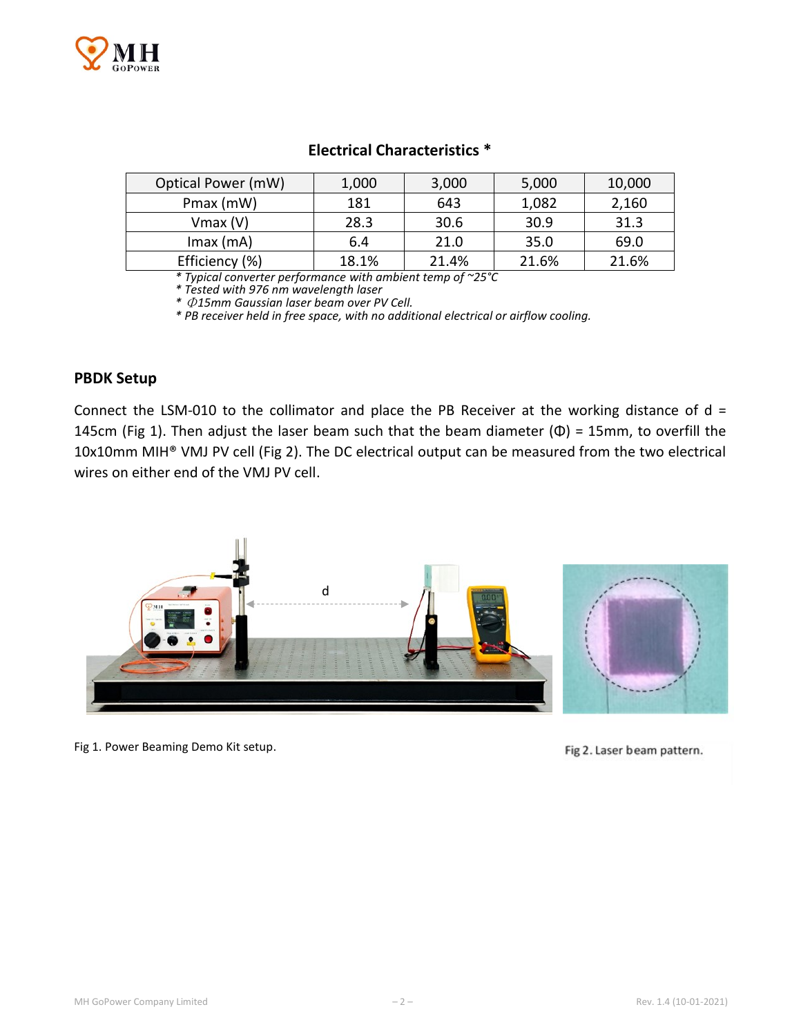## Electrical Characteristics *

| Optical Power (mW) | 1,000 | 3,000 | 5,000 | 10,000 |
|---|---|---|---|---|
| Pmax (mW) | 181 | 643 | 1,082 | 2,160 |
| Vmax (V) | 28.3 | 30.6 | 30.9 | 31.3 |
| Imax (mA) | 6.4 | 21.0 | 35.0 | 69.0 |
| Efficiency (%) | 18.1% | 21.4% | 21.6% | 21.6% |

*\* Typical converter performance with ambient temp of ~25°C*
*\* Tested with 976 nm wavelength laser*
*\* Φ15mm Gaussian laser beam over PV Cell.*
*\* PB receiver held in free space, with no additional electrical or airflow cooling.*

## PBDK Setup

Connect the LSM-010 to the collimator and place the PB Receiver at the working distance of d = 145cm (Fig 1). Then adjust the laser beam such that the beam diameter (Φ) = 15mm, to overfill the 10x10mm MIH® VMJ PV cell (Fig 2). The DC electrical output can be measured from the two electrical wires on either end of the VMJ PV cell.

d

Fig 1. Power Beaming Demo Kit setup.

Fig 2. Laser beam pattern.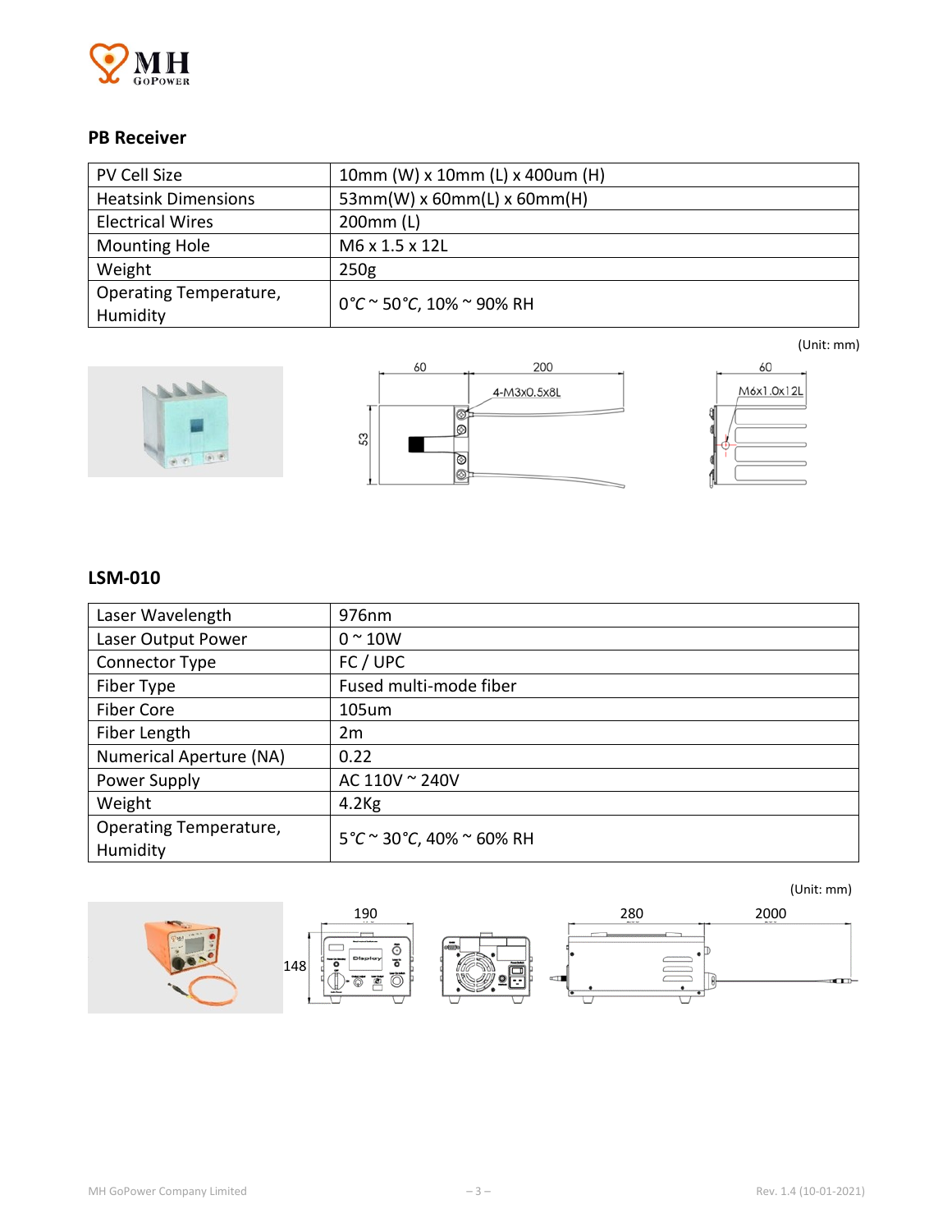## PB Receiver

| | |
|---|---|
| PV Cell Size | 10mm (W) x 10mm (L) x 400um (H) |
| Heatsink Dimensions | 53mm(W) x 60mm(L) x 60mm(H) |
| Electrical Wires | 200mm (L) |
| Mounting Hole | M6 x 1.5 x 12L |
| Weight | 250g |
| Operating Temperature, Humidity | 0°C ~ 50°C, 10% ~ 90% RH |

(Unit: mm)

60
200
4-M3X0.5x8L
53
60
M6x1.0x12L

## LSM-010

| | |
|---|---|
| Laser Wavelength | 976nm |
| Laser Output Power | 0 ~ 10W |
| Connector Type | FC / UPC |
| Fiber Type | Fused multi-mode fiber |
| Fiber Core | 105um |
| Fiber Length | 2m |
| Numerical Aperture (NA) | 0.22 |
| Power Supply | AC 110V ~ 240V |
| Weight | 4.2Kg |
| Operating Temperature, Humidity | 5°C ~ 30°C, 40% ~ 60% RH |

(Unit: mm)

190
148
Display
280
2000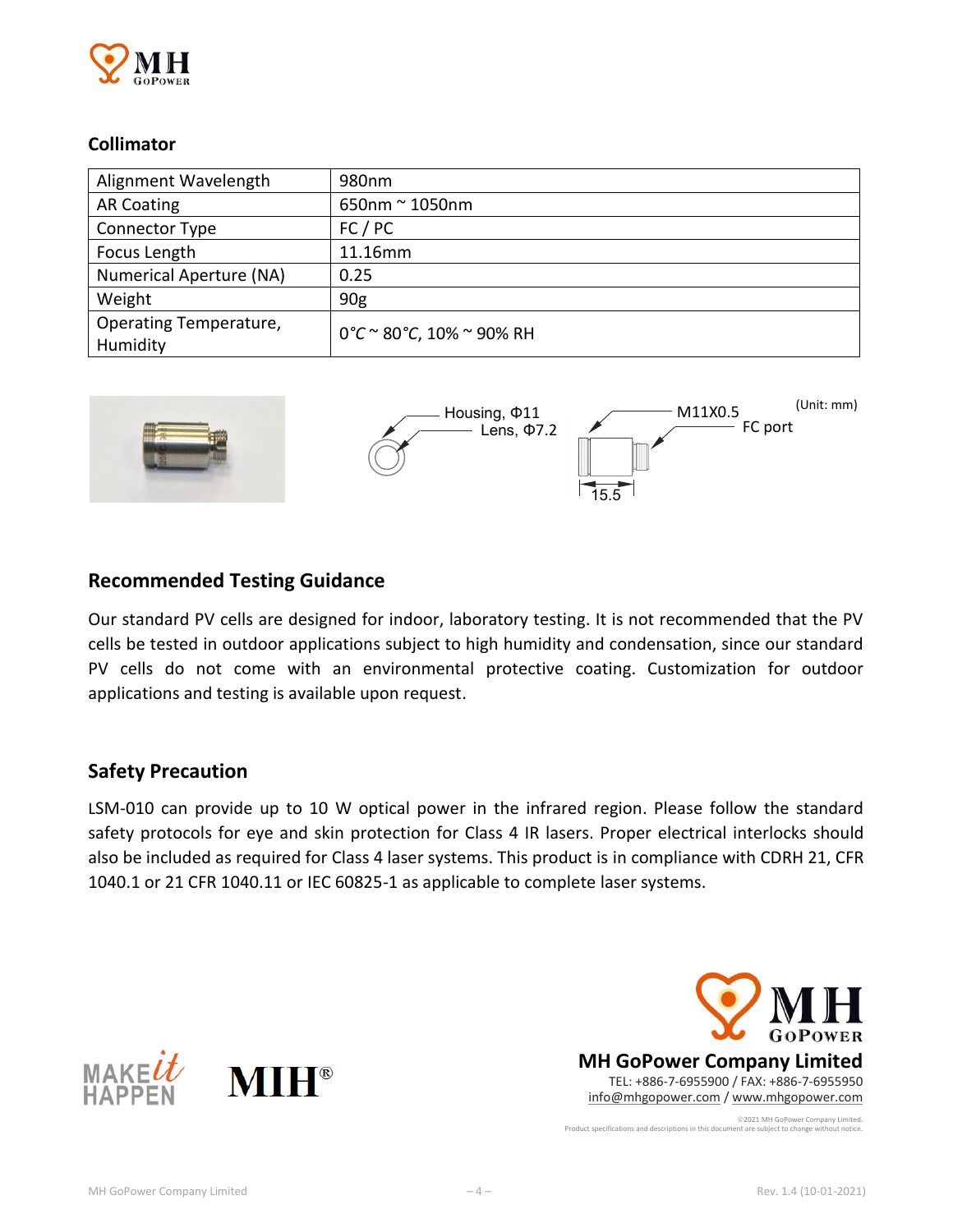## Collimator

| | |
|---|---|
| Alignment Wavelength | 980nm |
| AR Coating | 650nm ~ 1050nm |
| Connector Type | FC / PC |
| Focus Length | 11.16mm |
| Numerical Aperture (NA) | 0.25 |
| Weight | 90g |
| Operating Temperature, Humidity | 0°C ~ 80°C, 10% ~ 90% RH |

Housing, Φ11
Lens, Φ7.2
M11X0.5
FC port
(Unit: mm)
15.5

## Recommended Testing Guidance

Our standard PV cells are designed for indoor, laboratory testing. It is not recommended that the PV cells be tested in outdoor applications subject to high humidity and condensation, since our standard PV cells do not come with an environmental protective coating. Customization for outdoor applications and testing is available upon request.

## Safety Precaution

LSM-010 can provide up to 10 W optical power in the infrared region. Please follow the standard safety protocols for eye and skin protection for Class 4 IR lasers. Proper electrical interlocks should also be included as required for Class 4 laser systems. This product is in compliance with CDRH 21, CFR 1040.1 or 21 CFR 1040.11 or IEC 60825-1 as applicable to complete laser systems.

MAKE it HAPPEN

MIH®

**MH GoPower Company Limited**
TEL: +886-7-6955900 / FAX: +886-7-6955950
info@mhgopower.com / www.mhgopower.com

©2021 MH GoPower Company Limited.
Product specifications and descriptions in this document are subject to change without notice.